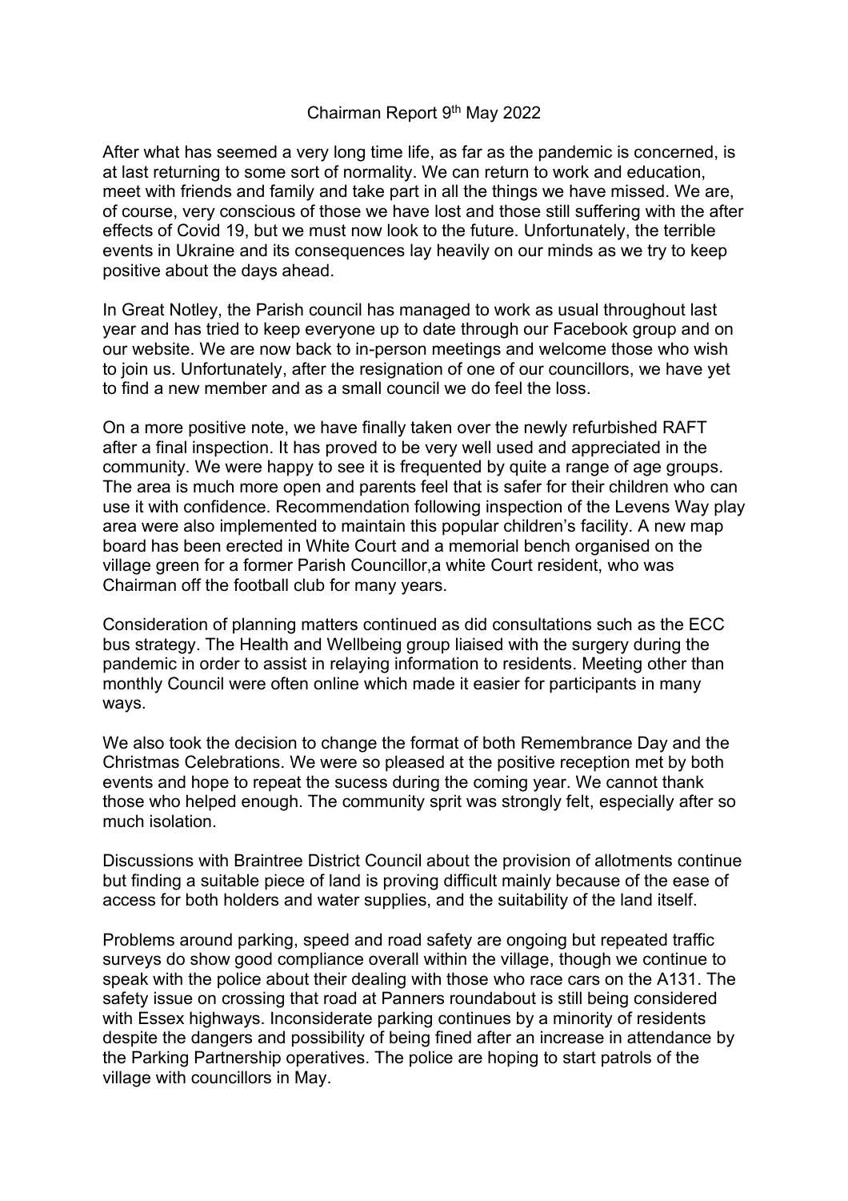Chairman Report 9th May 2022

After what has seemed a very long time life, as far as the pandemic is concerned, is at last returning to some sort of normality. We can return to work and education, meet with friends and family and take part in all the things we have missed. We are, of course, very conscious of those we have lost and those still suffering with the after effects of Covid 19, but we must now look to the future. Unfortunately, the terrible events in Ukraine and its consequences lay heavily on our minds as we try to keep positive about the days ahead.

In Great Notley, the Parish council has managed to work as usual throughout last year and has tried to keep everyone up to date through our Facebook group and on our website. We are now back to in-person meetings and welcome those who wish to join us. Unfortunately, after the resignation of one of our councillors, we have yet to find a new member and as a small council we do feel the loss.

On a more positive note, we have finally taken over the newly refurbished RAFT after a final inspection. It has proved to be very well used and appreciated in the community. We were happy to see it is frequented by quite a range of age groups. The area is much more open and parents feel that is safer for their children who can use it with confidence. Recommendation following inspection of the Levens Way play area were also implemented to maintain this popular children's facility. A new map board has been erected in White Court and a memorial bench organised on the village green for a former Parish Councillor,a white Court resident, who was Chairman off the football club for many years.

Consideration of planning matters continued as did consultations such as the ECC bus strategy. The Health and Wellbeing group liaised with the surgery during the pandemic in order to assist in relaying information to residents. Meeting other than monthly Council were often online which made it easier for participants in many ways.

We also took the decision to change the format of both Remembrance Day and the Christmas Celebrations. We were so pleased at the positive reception met by both events and hope to repeat the sucess during the coming year. We cannot thank those who helped enough. The community sprit was strongly felt, especially after so much isolation.

Discussions with Braintree District Council about the provision of allotments continue but finding a suitable piece of land is proving difficult mainly because of the ease of access for both holders and water supplies, and the suitability of the land itself.

Problems around parking, speed and road safety are ongoing but repeated traffic surveys do show good compliance overall within the village, though we continue to speak with the police about their dealing with those who race cars on the A131. The safety issue on crossing that road at Panners roundabout is still being considered with Essex highways. Inconsiderate parking continues by a minority of residents despite the dangers and possibility of being fined after an increase in attendance by the Parking Partnership operatives. The police are hoping to start patrols of the village with councillors in May.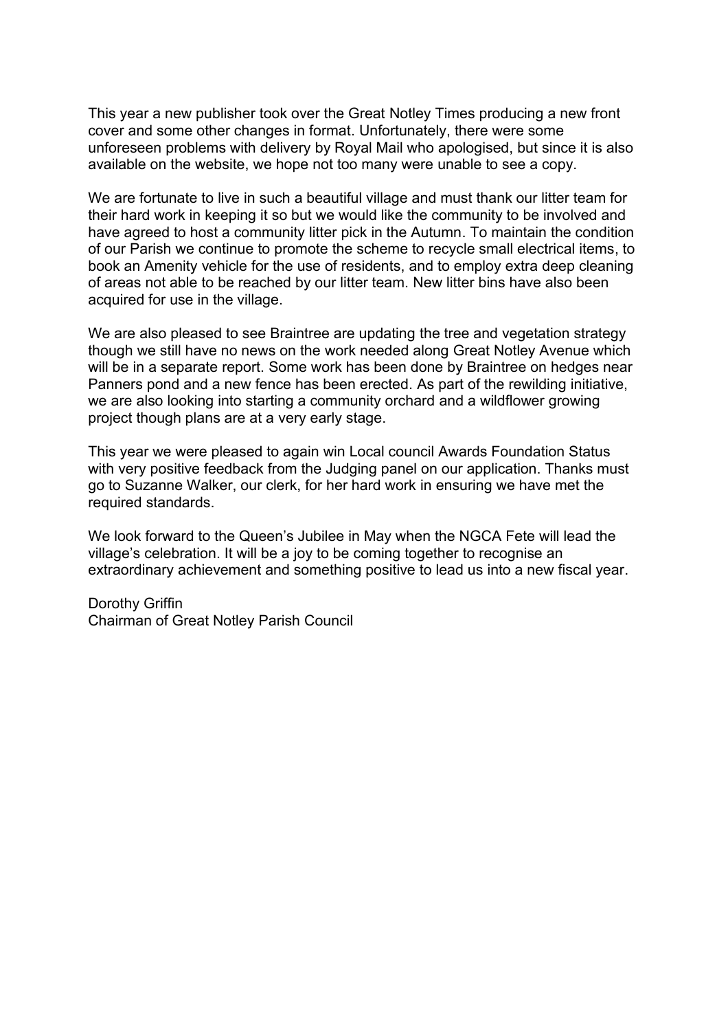This year a new publisher took over the Great Notley Times producing a new front cover and some other changes in format. Unfortunately, there were some unforeseen problems with delivery by Royal Mail who apologised, but since it is also available on the website, we hope not too many were unable to see a copy.

We are fortunate to live in such a beautiful village and must thank our litter team for their hard work in keeping it so but we would like the community to be involved and have agreed to host a community litter pick in the Autumn. To maintain the condition of our Parish we continue to promote the scheme to recycle small electrical items, to book an Amenity vehicle for the use of residents, and to employ extra deep cleaning of areas not able to be reached by our litter team. New litter bins have also been acquired for use in the village.

We are also pleased to see Braintree are updating the tree and vegetation strategy though we still have no news on the work needed along Great Notley Avenue which will be in a separate report. Some work has been done by Braintree on hedges near Panners pond and a new fence has been erected. As part of the rewilding initiative, we are also looking into starting a community orchard and a wildflower growing project though plans are at a very early stage.

This year we were pleased to again win Local council Awards Foundation Status with very positive feedback from the Judging panel on our application. Thanks must go to Suzanne Walker, our clerk, for her hard work in ensuring we have met the required standards.

We look forward to the Queen's Jubilee in May when the NGCA Fete will lead the village's celebration. It will be a joy to be coming together to recognise an extraordinary achievement and something positive to lead us into a new fiscal year.

Dorothy Griffin
Chairman of Great Notley Parish Council